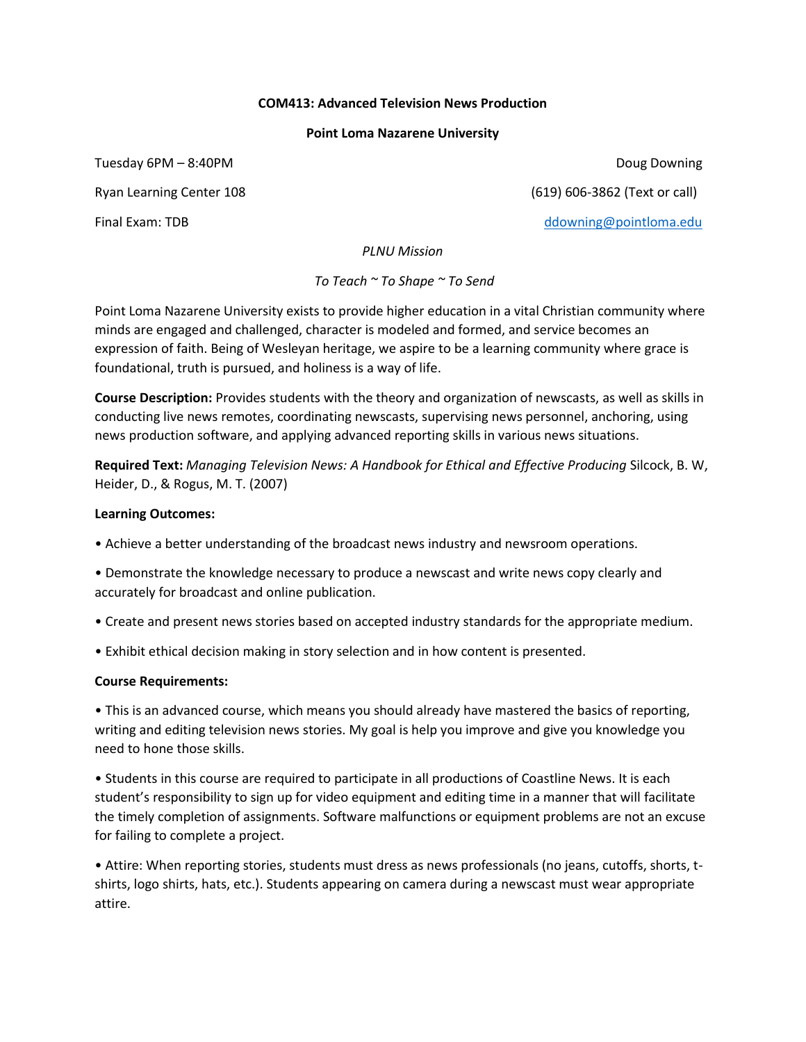**COM413: Advanced Television News Production**

**Point Loma Nazarene University**

Tuesday 6PM – 8:40PM

Ryan Learning Center 108

Final Exam: TDB

Doug Downing

(619) 606-3862 (Text or call)

ddowning@pointloma.edu

*PLNU Mission*

*To Teach ~ To Shape ~ To Send*

Point Loma Nazarene University exists to provide higher education in a vital Christian community where minds are engaged and challenged, character is modeled and formed, and service becomes an expression of faith. Being of Wesleyan heritage, we aspire to be a learning community where grace is foundational, truth is pursued, and holiness is a way of life.

**Course Description:** Provides students with the theory and organization of newscasts, as well as skills in conducting live news remotes, coordinating newscasts, supervising news personnel, anchoring, using news production software, and applying advanced reporting skills in various news situations.

**Required Text:** *Managing Television News: A Handbook for Ethical and Effective Producing* Silcock, B. W, Heider, D., & Rogus, M. T. (2007)

**Learning Outcomes:**

• Achieve a better understanding of the broadcast news industry and newsroom operations.

• Demonstrate the knowledge necessary to produce a newscast and write news copy clearly and accurately for broadcast and online publication.

• Create and present news stories based on accepted industry standards for the appropriate medium.

• Exhibit ethical decision making in story selection and in how content is presented.

**Course Requirements:**

• This is an advanced course, which means you should already have mastered the basics of reporting, writing and editing television news stories. My goal is help you improve and give you knowledge you need to hone those skills.

• Students in this course are required to participate in all productions of Coastline News. It is each student's responsibility to sign up for video equipment and editing time in a manner that will facilitate the timely completion of assignments. Software malfunctions or equipment problems are not an excuse for failing to complete a project.

• Attire: When reporting stories, students must dress as news professionals (no jeans, cutoffs, shorts, t-shirts, logo shirts, hats, etc.). Students appearing on camera during a newscast must wear appropriate attire.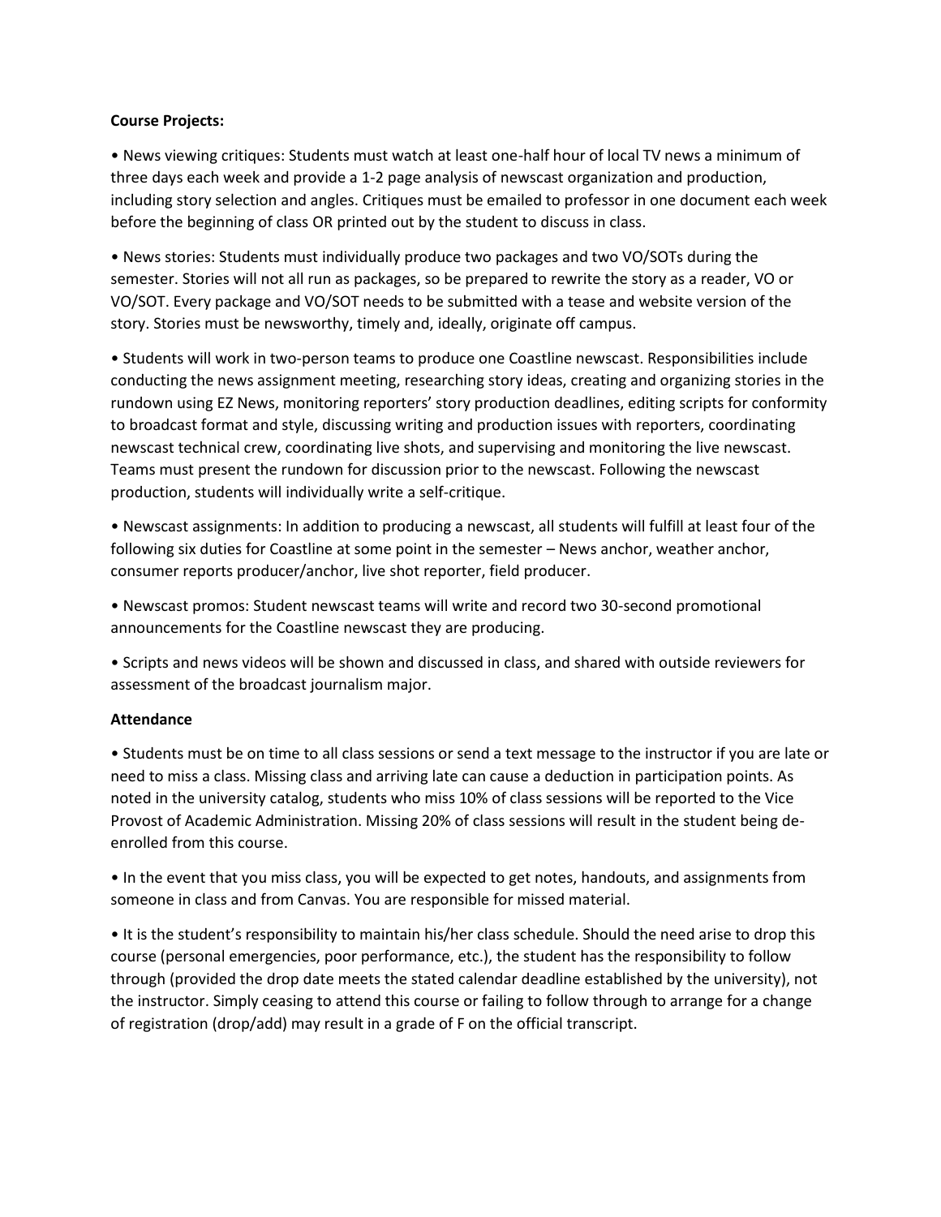**Course Projects:**

- News viewing critiques: Students must watch at least one-half hour of local TV news a minimum of three days each week and provide a 1-2 page analysis of newscast organization and production, including story selection and angles. Critiques must be emailed to professor in one document each week before the beginning of class OR printed out by the student to discuss in class.

- News stories: Students must individually produce two packages and two VO/SOTs during the semester. Stories will not all run as packages, so be prepared to rewrite the story as a reader, VO or VO/SOT. Every package and VO/SOT needs to be submitted with a tease and website version of the story. Stories must be newsworthy, timely and, ideally, originate off campus.

- Students will work in two-person teams to produce one Coastline newscast. Responsibilities include conducting the news assignment meeting, researching story ideas, creating and organizing stories in the rundown using EZ News, monitoring reporters' story production deadlines, editing scripts for conformity to broadcast format and style, discussing writing and production issues with reporters, coordinating newscast technical crew, coordinating live shots, and supervising and monitoring the live newscast. Teams must present the rundown for discussion prior to the newscast. Following the newscast production, students will individually write a self-critique.

- Newscast assignments: In addition to producing a newscast, all students will fulfill at least four of the following six duties for Coastline at some point in the semester – News anchor, weather anchor, consumer reports producer/anchor, live shot reporter, field producer.

- Newscast promos: Student newscast teams will write and record two 30-second promotional announcements for the Coastline newscast they are producing.

- Scripts and news videos will be shown and discussed in class, and shared with outside reviewers for assessment of the broadcast journalism major.

**Attendance**

- Students must be on time to all class sessions or send a text message to the instructor if you are late or need to miss a class. Missing class and arriving late can cause a deduction in participation points. As noted in the university catalog, students who miss 10% of class sessions will be reported to the Vice Provost of Academic Administration. Missing 20% of class sessions will result in the student being de-enrolled from this course.

- In the event that you miss class, you will be expected to get notes, handouts, and assignments from someone in class and from Canvas. You are responsible for missed material.

- It is the student's responsibility to maintain his/her class schedule. Should the need arise to drop this course (personal emergencies, poor performance, etc.), the student has the responsibility to follow through (provided the drop date meets the stated calendar deadline established by the university), not the instructor. Simply ceasing to attend this course or failing to follow through to arrange for a change of registration (drop/add) may result in a grade of F on the official transcript.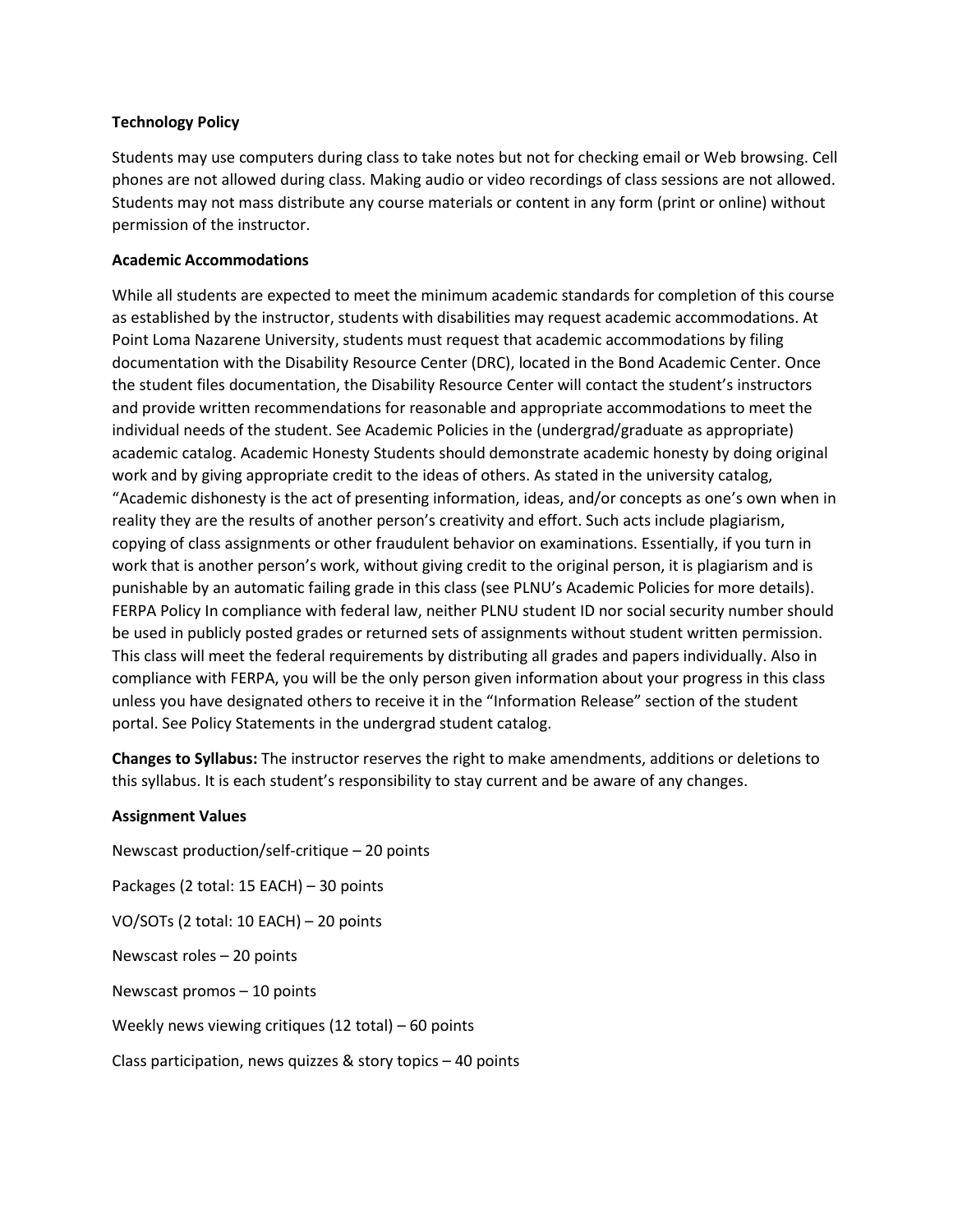**Technology Policy**

Students may use computers during class to take notes but not for checking email or Web browsing. Cell phones are not allowed during class. Making audio or video recordings of class sessions are not allowed. Students may not mass distribute any course materials or content in any form (print or online) without permission of the instructor.

**Academic Accommodations**

While all students are expected to meet the minimum academic standards for completion of this course as established by the instructor, students with disabilities may request academic accommodations. At Point Loma Nazarene University, students must request that academic accommodations by filing documentation with the Disability Resource Center (DRC), located in the Bond Academic Center. Once the student files documentation, the Disability Resource Center will contact the student's instructors and provide written recommendations for reasonable and appropriate accommodations to meet the individual needs of the student. See Academic Policies in the (undergrad/graduate as appropriate) academic catalog. Academic Honesty Students should demonstrate academic honesty by doing original work and by giving appropriate credit to the ideas of others. As stated in the university catalog, "Academic dishonesty is the act of presenting information, ideas, and/or concepts as one's own when in reality they are the results of another person's creativity and effort. Such acts include plagiarism, copying of class assignments or other fraudulent behavior on examinations. Essentially, if you turn in work that is another person's work, without giving credit to the original person, it is plagiarism and is punishable by an automatic failing grade in this class (see PLNU's Academic Policies for more details). FERPA Policy In compliance with federal law, neither PLNU student ID nor social security number should be used in publicly posted grades or returned sets of assignments without student written permission. This class will meet the federal requirements by distributing all grades and papers individually. Also in compliance with FERPA, you will be the only person given information about your progress in this class unless you have designated others to receive it in the "Information Release" section of the student portal. See Policy Statements in the undergrad student catalog.

**Changes to Syllabus:** The instructor reserves the right to make amendments, additions or deletions to this syllabus. It is each student's responsibility to stay current and be aware of any changes.

**Assignment Values**

Newscast production/self-critique – 20 points

Packages (2 total: 15 EACH) – 30 points

VO/SOTs (2 total: 10 EACH) – 20 points

Newscast roles – 20 points

Newscast promos – 10 points

Weekly news viewing critiques (12 total) – 60 points

Class participation, news quizzes & story topics – 40 points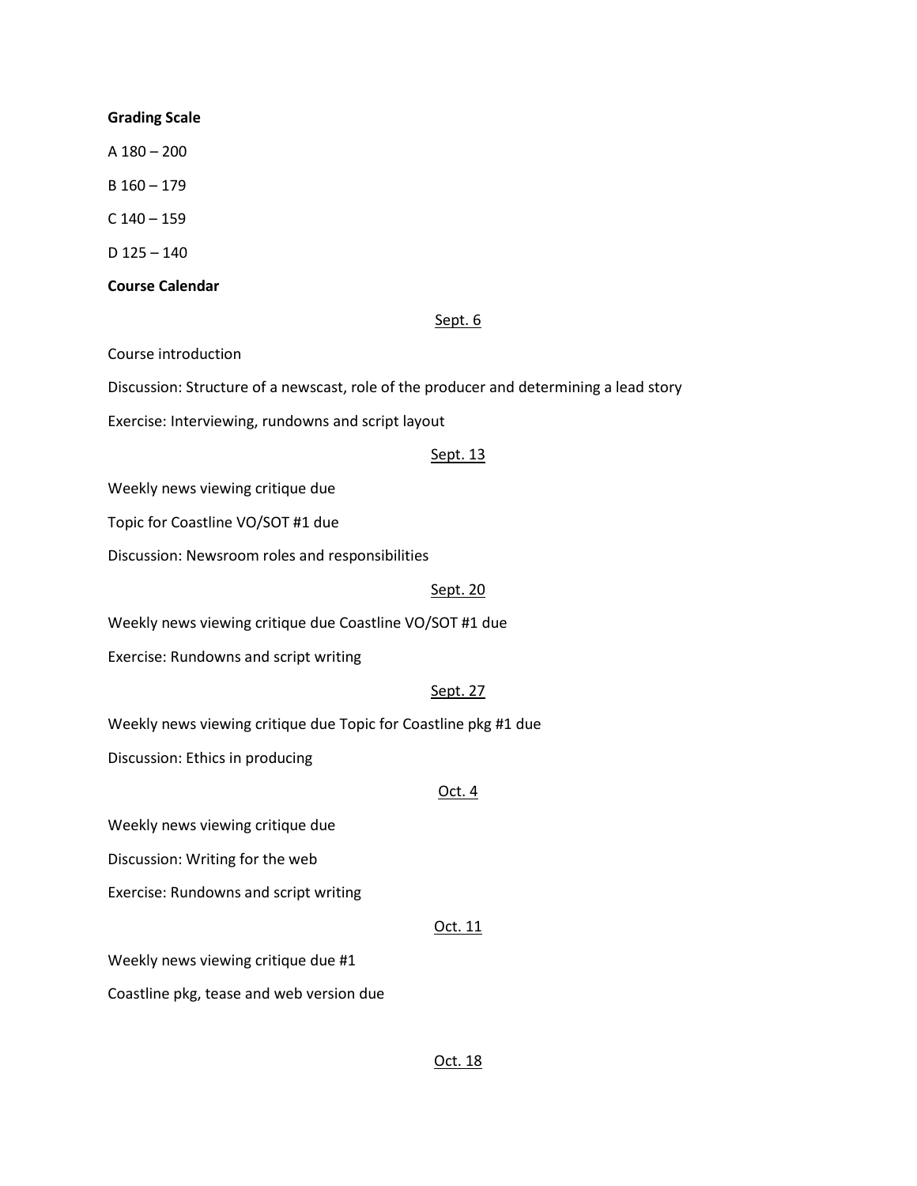**Grading Scale**

A 180 – 200

B 160 – 179

C 140 – 159

D 125 – 140

**Course Calendar**

<u>Sept. 6</u>

Course introduction

Discussion: Structure of a newscast, role of the producer and determining a lead story

Exercise: Interviewing, rundowns and script layout

<u>Sept. 13</u>

Weekly news viewing critique due

Topic for Coastline VO/SOT #1 due

Discussion: Newsroom roles and responsibilities

<u>Sept. 20</u>

Weekly news viewing critique due Coastline VO/SOT #1 due

Exercise: Rundowns and script writing

<u>Sept. 27</u>

Weekly news viewing critique due Topic for Coastline pkg #1 due

Discussion: Ethics in producing

<u>Oct. 4</u>

Weekly news viewing critique due

Discussion: Writing for the web

Exercise: Rundowns and script writing

<u>Oct. 11</u>

Weekly news viewing critique due #1

Coastline pkg, tease and web version due

<u>Oct. 18</u>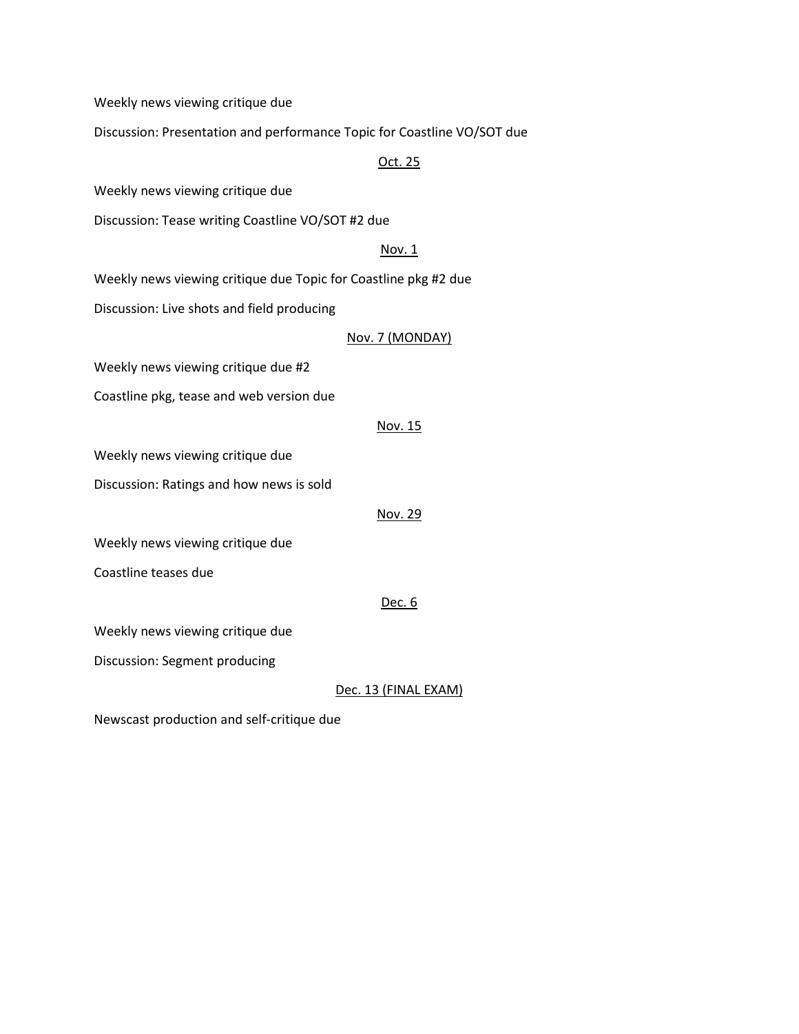Weekly news viewing critique due

Discussion: Presentation and performance Topic for Coastline VO/SOT due

<u>Oct. 25</u>

Weekly news viewing critique due

Discussion: Tease writing Coastline VO/SOT #2 due

<u>Nov. 1</u>

Weekly news viewing critique due Topic for Coastline pkg #2 due

Discussion: Live shots and field producing

<u>Nov. 7 (MONDAY)</u>

Weekly news viewing critique due #2

Coastline pkg, tease and web version due

<u>Nov. 15</u>

Weekly news viewing critique due

Discussion: Ratings and how news is sold

<u>Nov. 29</u>

Weekly news viewing critique due

Coastline teases due

<u>Dec. 6</u>

Weekly news viewing critique due

Discussion: Segment producing

<u>Dec. 13 (FINAL EXAM)</u>

Newscast production and self-critique due